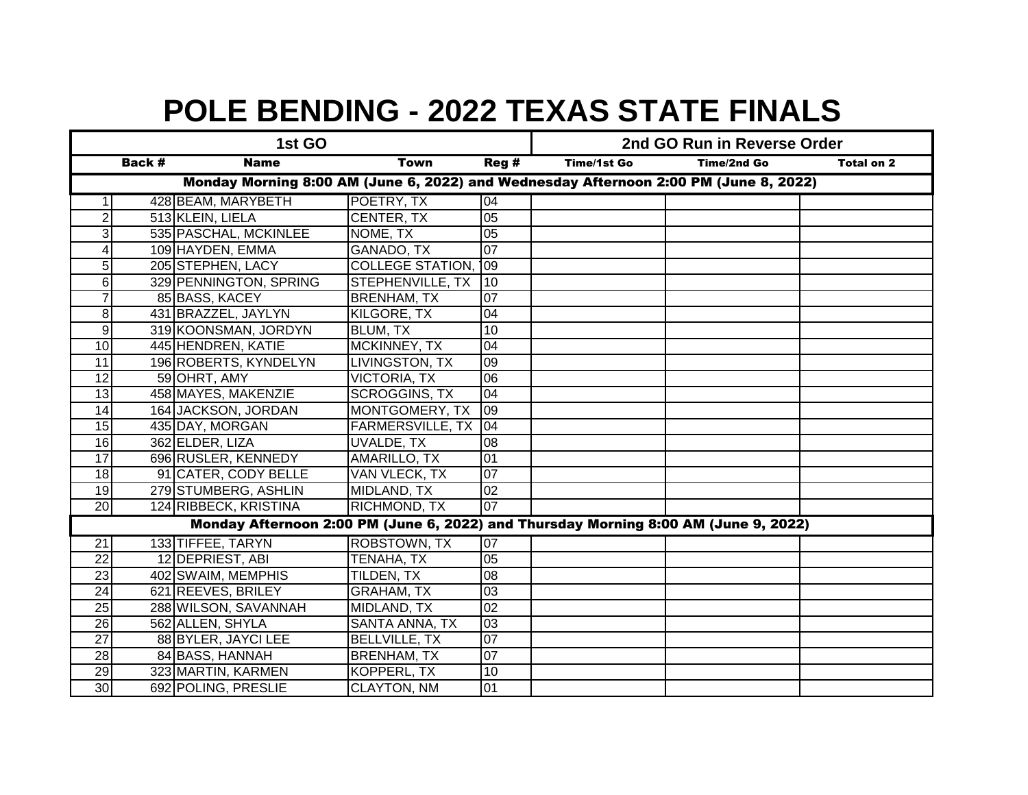# POLE BENDING - 2022 TEXAS STATE FINALS

| 1st GO | | | | | 2nd GO Run in Reverse Order | | |
|---|---|---|---|---|---|---|---|
| | Back # | Name | Town | Reg # | Time/1st Go | Time/2nd Go | Total on 2 |
| **Monday Morning 8:00 AM (June 6, 2022) and Wednesday Afternoon 2:00 PM (June 8, 2022)** | | | | | | | |
| 1 | 428 | BEAM, MARYBETH | POETRY, TX | 04 | | | |
| 2 | 513 | KLEIN, LIELA | CENTER, TX | 05 | | | |
| 3 | 535 | PASCHAL, MCKINLEE | NOME, TX | 05 | | | |
| 4 | 109 | HAYDEN, EMMA | GANADO, TX | 07 | | | |
| 5 | 205 | STEPHEN, LACY | COLLEGE STATION, | 09 | | | |
| 6 | 329 | PENNINGTON, SPRING | STEPHENVILLE, TX | 10 | | | |
| 7 | 85 | BASS, KACEY | BRENHAM, TX | 07 | | | |
| 8 | 431 | BRAZZEL, JAYLYN | KILGORE, TX | 04 | | | |
| 9 | 319 | KOONSMAN, JORDYN | BLUM, TX | 10 | | | |
| 10 | 445 | HENDREN, KATIE | MCKINNEY, TX | 04 | | | |
| 11 | 196 | ROBERTS, KYNDELYN | LIVINGSTON, TX | 09 | | | |
| 12 | 59 | OHRT, AMY | VICTORIA, TX | 06 | | | |
| 13 | 458 | MAYES, MAKENZIE | SCROGGINS, TX | 04 | | | |
| 14 | 164 | JACKSON, JORDAN | MONTGOMERY, TX | 09 | | | |
| 15 | 435 | DAY, MORGAN | FARMERSVILLE, TX | 04 | | | |
| 16 | 362 | ELDER, LIZA | UVALDE, TX | 08 | | | |
| 17 | 696 | RUSLER, KENNEDY | AMARILLO, TX | 01 | | | |
| 18 | 91 | CATER, CODY BELLE | VAN VLECK, TX | 07 | | | |
| 19 | 279 | STUMBERG, ASHLIN | MIDLAND, TX | 02 | | | |
| 20 | 124 | RIBBECK, KRISTINA | RICHMOND, TX | 07 | | | |
| **Monday Afternoon 2:00 PM (June 6, 2022) and Thursday Morning 8:00 AM (June 9, 2022)** | | | | | | | |
| 21 | 133 | TIFFEE, TARYN | ROBSTOWN, TX | 07 | | | |
| 22 | 12 | DEPRIEST, ABI | TENAHA, TX | 05 | | | |
| 23 | 402 | SWAIM, MEMPHIS | TILDEN, TX | 08 | | | |
| 24 | 621 | REEVES, BRILEY | GRAHAM, TX | 03 | | | |
| 25 | 288 | WILSON, SAVANNAH | MIDLAND, TX | 02 | | | |
| 26 | 562 | ALLEN, SHYLA | SANTA ANNA, TX | 03 | | | |
| 27 | 88 | BYLER, JAYCI LEE | BELLVILLE, TX | 07 | | | |
| 28 | 84 | BASS, HANNAH | BRENHAM, TX | 07 | | | |
| 29 | 323 | MARTIN, KARMEN | KOPPERL, TX | 10 | | | |
| 30 | 692 | POLING, PRESLIE | CLAYTON, NM | 01 | | | |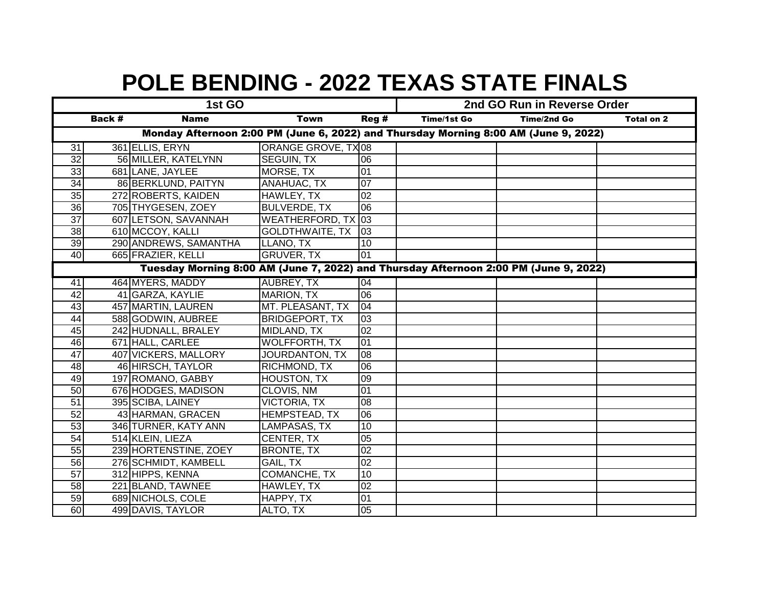# POLE BENDING - 2022 TEXAS STATE FINALS

| 1st GO | | | | | 2nd GO Run in Reverse Order | | |
|---|---|---|---|---|---|---|---|
| | Back # | Name | Town | Reg # | Time/1st Go | Time/2nd Go | Total on 2 |
| Monday Afternoon 2:00 PM (June 6, 2022) and Thursday Morning 8:00 AM (June 9, 2022) | | | | | | | |
| 31 | 361 | ELLIS, ERYN | ORANGE GROVE, TX | 08 | | | |
| 32 | 56 | MILLER, KATELYNN | SEGUIN, TX | 06 | | | |
| 33 | 681 | LANE, JAYLEE | MORSE, TX | 01 | | | |
| 34 | 86 | BERKLUND, PAITYN | ANAHUAC, TX | 07 | | | |
| 35 | 272 | ROBERTS, KAIDEN | HAWLEY, TX | 02 | | | |
| 36 | 705 | THYGESEN, ZOEY | BULVERDE, TX | 06 | | | |
| 37 | 607 | LETSON, SAVANNAH | WEATHERFORD, TX | 03 | | | |
| 38 | 610 | MCCOY, KALLI | GOLDTHWAITE, TX | 03 | | | |
| 39 | 290 | ANDREWS, SAMANTHA | LLANO, TX | 10 | | | |
| 40 | 665 | FRAZIER, KELLI | GRUVER, TX | 01 | | | |
| Tuesday Morning 8:00 AM (June 7, 2022) and Thursday Afternoon 2:00 PM (June 9, 2022) | | | | | | | |
| 41 | 464 | MYERS, MADDY | AUBREY, TX | 04 | | | |
| 42 | 41 | GARZA, KAYLIE | MARION, TX | 06 | | | |
| 43 | 457 | MARTIN, LAUREN | MT. PLEASANT, TX | 04 | | | |
| 44 | 588 | GODWIN, AUBREE | BRIDGEPORT, TX | 03 | | | |
| 45 | 242 | HUDNALL, BRALEY | MIDLAND, TX | 02 | | | |
| 46 | 671 | HALL, CARLEE | WOLFFORTH, TX | 01 | | | |
| 47 | 407 | VICKERS, MALLORY | JOURDANTON, TX | 08 | | | |
| 48 | 46 | HIRSCH, TAYLOR | RICHMOND, TX | 06 | | | |
| 49 | 197 | ROMANO, GABBY | HOUSTON, TX | 09 | | | |
| 50 | 676 | HODGES, MADISON | CLOVIS, NM | 01 | | | |
| 51 | 395 | SCIBA, LAINEY | VICTORIA, TX | 08 | | | |
| 52 | 43 | HARMAN, GRACEN | HEMPSTEAD, TX | 06 | | | |
| 53 | 346 | TURNER, KATY ANN | LAMPASAS, TX | 10 | | | |
| 54 | 514 | KLEIN, LIEZA | CENTER, TX | 05 | | | |
| 55 | 239 | HORTENSTINE, ZOEY | BRONTE, TX | 02 | | | |
| 56 | 276 | SCHMIDT, KAMBELL | GAIL, TX | 02 | | | |
| 57 | 312 | HIPPS, KENNA | COMANCHE, TX | 10 | | | |
| 58 | 221 | BLAND, TAWNEE | HAWLEY, TX | 02 | | | |
| 59 | 689 | NICHOLS, COLE | HAPPY, TX | 01 | | | |
| 60 | 499 | DAVIS, TAYLOR | ALTO, TX | 05 | | | |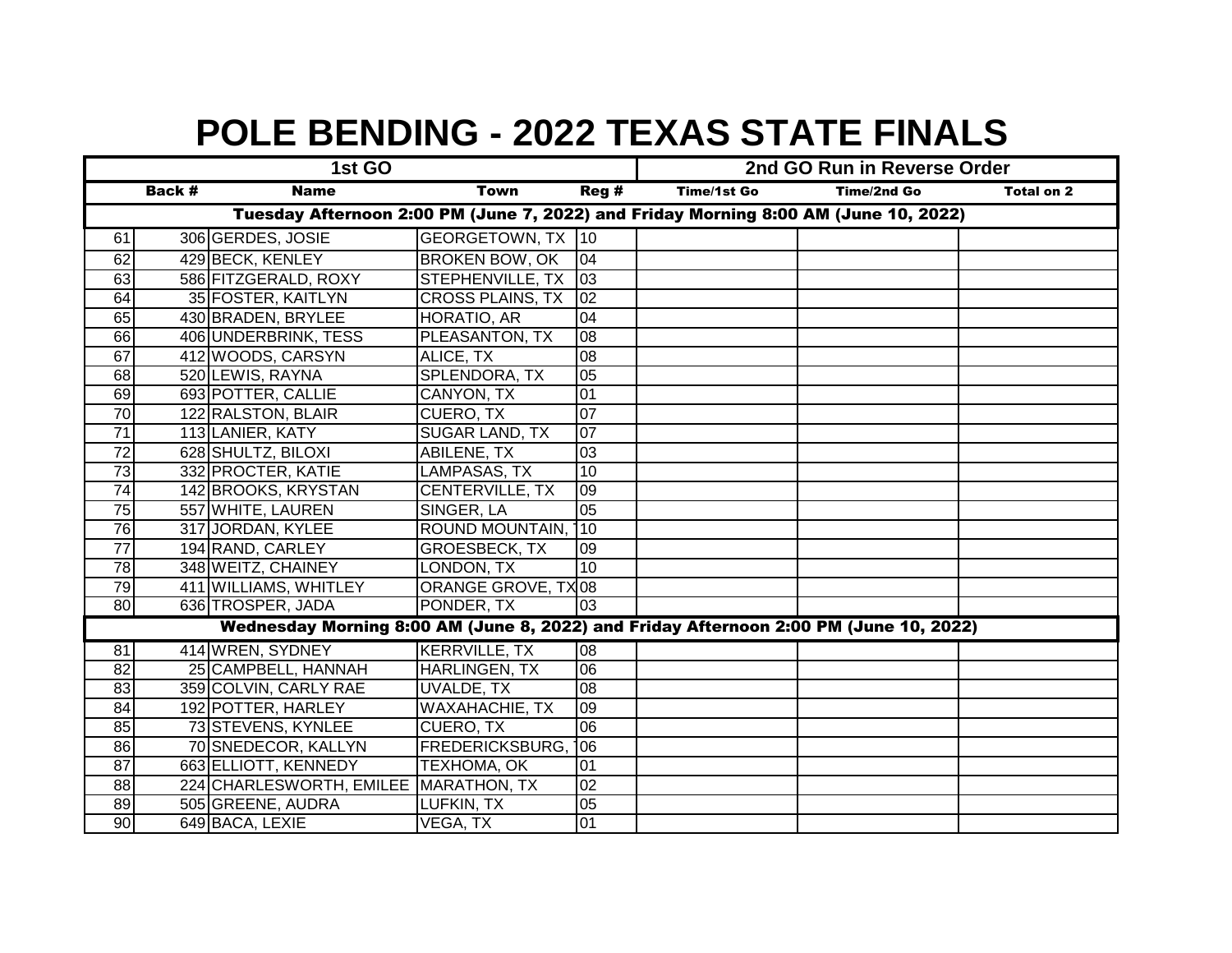# POLE BENDING - 2022 TEXAS STATE FINALS

| 1st GO | | | | | 2nd GO Run in Reverse Order | | |
|---|---|---|---|---|---|---|---|
| | Back # | Name | Town | Reg # | Time/1st Go | Time/2nd Go | Total on 2 |
| **Tuesday Afternoon 2:00 PM (June 7, 2022) and Friday Morning 8:00 AM (June 10, 2022)** | | | | | | | |
| 61 | 306 | GERDES, JOSIE | GEORGETOWN, TX | 10 | | | |
| 62 | 429 | BECK, KENLEY | BROKEN BOW, OK | 04 | | | |
| 63 | 586 | FITZGERALD, ROXY | STEPHENVILLE, TX | 03 | | | |
| 64 | 35 | FOSTER, KAITLYN | CROSS PLAINS, TX | 02 | | | |
| 65 | 430 | BRADEN, BRYLEE | HORATIO, AR | 04 | | | |
| 66 | 406 | UNDERBRINK, TESS | PLEASANTON, TX | 08 | | | |
| 67 | 412 | WOODS, CARSYN | ALICE, TX | 08 | | | |
| 68 | 520 | LEWIS, RAYNA | SPLENDORA, TX | 05 | | | |
| 69 | 693 | POTTER, CALLIE | CANYON, TX | 01 | | | |
| 70 | 122 | RALSTON, BLAIR | CUERO, TX | 07 | | | |
| 71 | 113 | LANIER, KATY | SUGAR LAND, TX | 07 | | | |
| 72 | 628 | SHULTZ, BILOXI | ABILENE, TX | 03 | | | |
| 73 | 332 | PROCTER, KATIE | LAMPASAS, TX | 10 | | | |
| 74 | 142 | BROOKS, KRYSTAN | CENTERVILLE, TX | 09 | | | |
| 75 | 557 | WHITE, LAUREN | SINGER, LA | 05 | | | |
| 76 | 317 | JORDAN, KYLEE | ROUND MOUNTAIN, T | 10 | | | |
| 77 | 194 | RAND, CARLEY | GROESBECK, TX | 09 | | | |
| 78 | 348 | WEITZ, CHAINEY | LONDON, TX | 10 | | | |
| 79 | 411 | WILLIAMS, WHITLEY | ORANGE GROVE, TX | 08 | | | |
| 80 | 636 | TROSPER, JADA | PONDER, TX | 03 | | | |
| **Wednesday Morning 8:00 AM (June 8, 2022) and Friday Afternoon 2:00 PM (June 10, 2022)** | | | | | | | |
| 81 | 414 | WREN, SYDNEY | KERRVILLE, TX | 08 | | | |
| 82 | 25 | CAMPBELL, HANNAH | HARLINGEN, TX | 06 | | | |
| 83 | 359 | COLVIN, CARLY RAE | UVALDE, TX | 08 | | | |
| 84 | 192 | POTTER, HARLEY | WAXAHACHIE, TX | 09 | | | |
| 85 | 73 | STEVENS, KYNLEE | CUERO, TX | 06 | | | |
| 86 | 70 | SNEDECOR, KALLYN | FREDERICKSBURG, T | 06 | | | |
| 87 | 663 | ELLIOTT, KENNEDY | TEXHOMA, OK | 01 | | | |
| 88 | 224 | CHARLESWORTH, EMILEE | MARATHON, TX | 02 | | | |
| 89 | 505 | GREENE, AUDRA | LUFKIN, TX | 05 | | | |
| 90 | 649 | BACA, LEXIE | VEGA, TX | 01 | | | |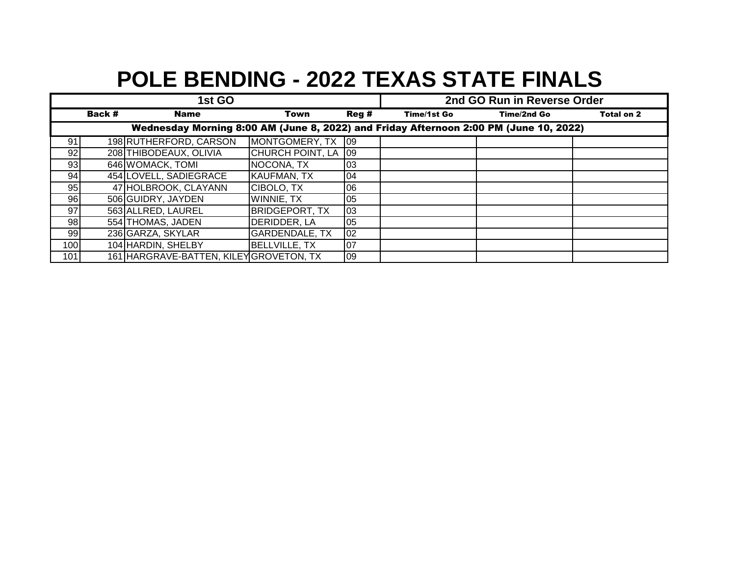# POLE BENDING - 2022 TEXAS STATE FINALS

| 1st GO | | | | | 2nd GO Run in Reverse Order | | |
|---|---|---|---|---|---|---|---|
| | Back # | Name | Town | Reg # | Time/1st Go | Time/2nd Go | Total on 2 |
| Wednesday Morning 8:00 AM (June 8, 2022) and Friday Afternoon 2:00 PM (June 10, 2022) | | | | | | | |
| 91 | 198 | RUTHERFORD, CARSON | MONTGOMERY, TX | 09 | | | |
| 92 | 208 | THIBODEAUX, OLIVIA | CHURCH POINT, LA | 09 | | | |
| 93 | 646 | WOMACK, TOMI | NOCONA, TX | 03 | | | |
| 94 | 454 | LOVELL, SADIEGRACE | KAUFMAN, TX | 04 | | | |
| 95 | 47 | HOLBROOK, CLAYANN | CIBOLO, TX | 06 | | | |
| 96 | 506 | GUIDRY, JAYDEN | WINNIE, TX | 05 | | | |
| 97 | 563 | ALLRED, LAUREL | BRIDGEPORT, TX | 03 | | | |
| 98 | 554 | THOMAS, JADEN | DERIDDER, LA | 05 | | | |
| 99 | 236 | GARZA, SKYLAR | GARDENDALE, TX | 02 | | | |
| 100 | 104 | HARDIN, SHELBY | BELLVILLE, TX | 07 | | | |
| 101 | 161 | HARGRAVE-BATTEN, KILEY | GROVETON, TX | 09 | | | |